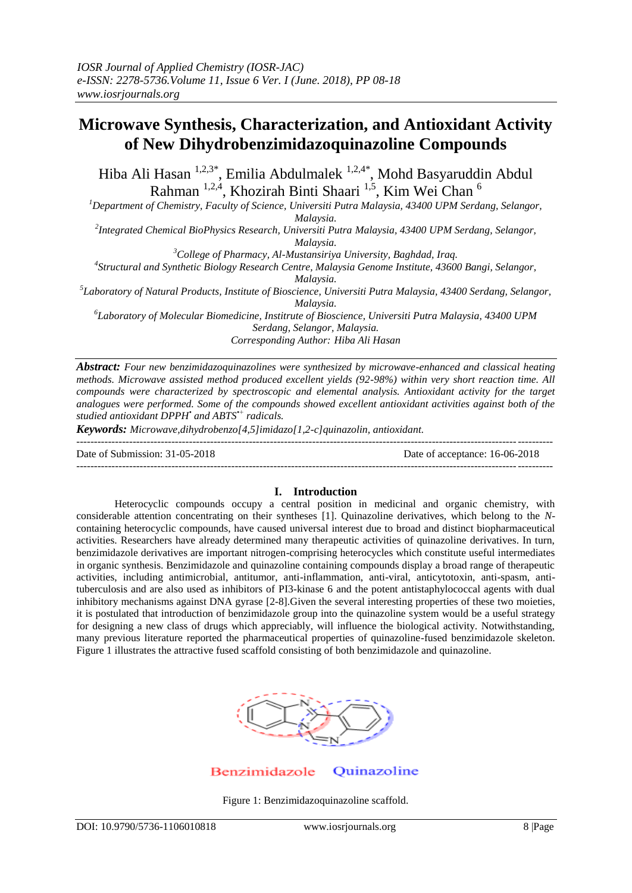# Microwave Synthesis, Characterization, and Antioxidant Activity of New Dihydrobenzimidazoquinazoline Compounds

Hiba Ali Hasan [1,2,3*], Emilia Abdulmalek [1,2,4*], Mohd Basyaruddin Abdul Rahman [1,2,4], Khozirah Binti Shaari [1,5], Kim Wei Chan [6]

[1]Department of Chemistry, Faculty of Science, Universiti Putra Malaysia, 43400 UPM Serdang, Selangor, Malaysia.

[2]Integrated Chemical BioPhysics Research, Universiti Putra Malaysia, 43400 UPM Serdang, Selangor, Malaysia.

[3]College of Pharmacy, Al-Mustansiriya University, Baghdad, Iraq.

[4]Structural and Synthetic Biology Research Centre, Malaysia Genome Institute, 43600 Bangi, Selangor, Malaysia.

[5]Laboratory of Natural Products, Institute of Bioscience, Universiti Putra Malaysia, 43400 Serdang, Selangor, Malaysia.

[6]Laboratory of Molecular Biomedicine, Institrute of Bioscience, Universiti Putra Malaysia, 43400 UPM Serdang, Selangor, Malaysia.

Corresponding Author: Hiba Ali Hasan

***Abstract:*** *Four new benzimidazoquinazolines were synthesized by microwave-enhanced and classical heating methods. Microwave assisted method produced excellent yields (92-98%) within very short reaction time. All compounds were characterized by spectroscopic and elemental analysis. Antioxidant activity for the target analogues were performed. Some of the compounds showed excellent antioxidant activities against both of the studied antioxidant DPPH$^{\bullet}$ and ABTS$^{\bullet+}$ radicals.*

***Keywords:*** *Microwave,dihydrobenzo[4,5]imidazo[1,2-c]quinazolin, antioxidant.*

---

Date of Submission: 31-05-2018 Date of acceptance: 16-06-2018

---

## I. Introduction

Heterocyclic compounds occupy a central position in medicinal and organic chemistry, with considerable attention concentrating on their syntheses [1]. Quinazoline derivatives, which belong to the *N*-containing heterocyclic compounds, have caused universal interest due to broad and distinct biopharmaceutical activities. Researchers have already determined many therapeutic activities of quinazoline derivatives. In turn, benzimidazole derivatives are important nitrogen-comprising heterocycles which constitute useful intermediates in organic synthesis. Benzimidazole and quinazoline containing compounds display a broad range of therapeutic activities, including antimicrobial, antitumor, anti-inflammation, anti-viral, anticytotoxin, anti-spasm, anti-tuberculosis and are also used as inhibitors of PI3-kinase 6 and the potent antistaphylococcal agents with dual inhibitory mechanisms against DNA gyrase [2-8].Given the several interesting properties of these two moieties, it is postulated that introduction of benzimidazole group into the quinazoline system would be a useful strategy for designing a new class of drugs which appreciably, will influence the biological activity. Notwithstanding, many previous literature reported the pharmaceutical properties of quinazoline-fused benzimidazole skeleton. Figure 1 illustrates the attractive fused scaffold consisting of both benzimidazole and quinazoline.

Benzimidazole Quinazoline

Figure 1: Benzimidazoquinazoline scaffold.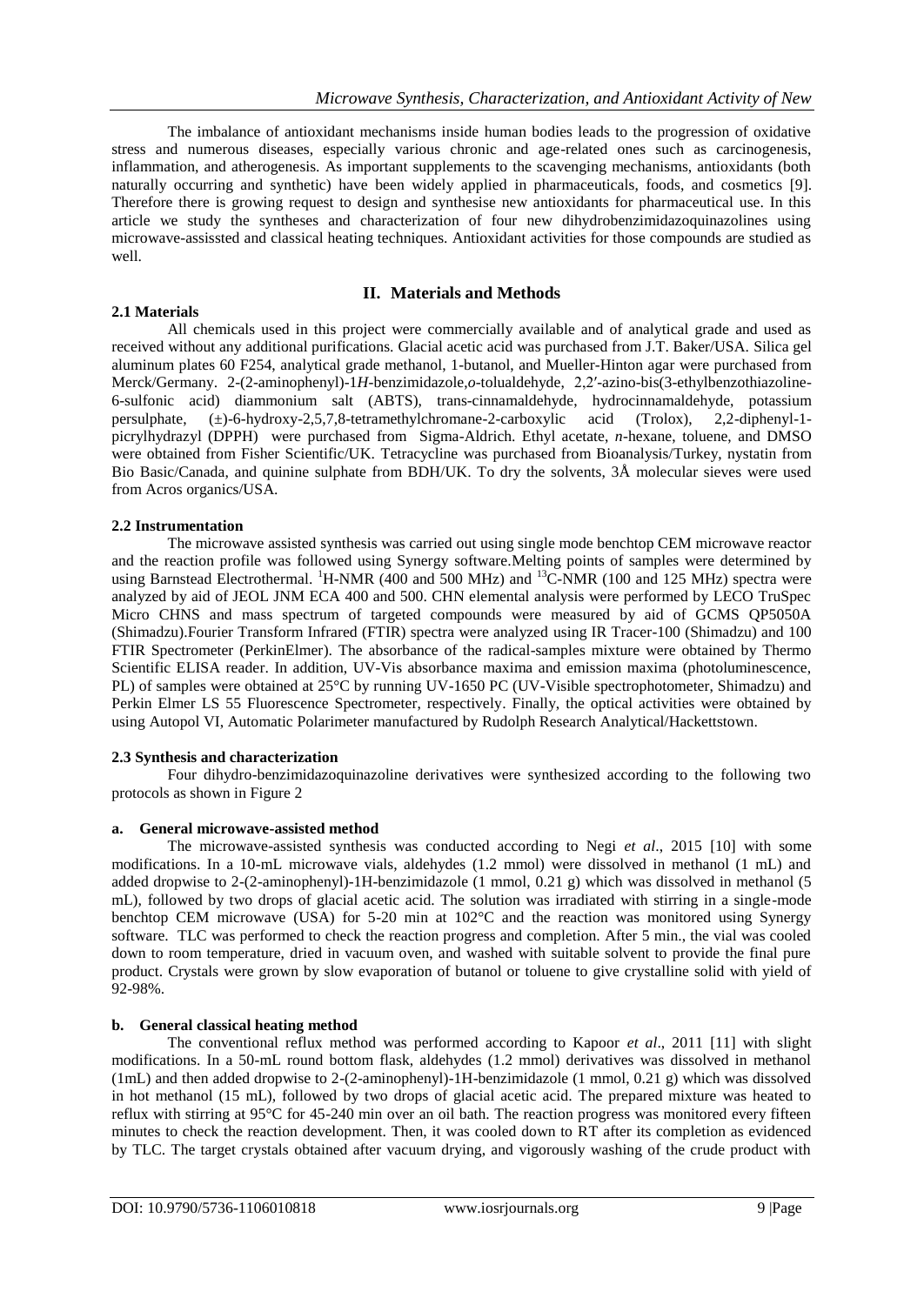The imbalance of antioxidant mechanisms inside human bodies leads to the progression of oxidative stress and numerous diseases, especially various chronic and age-related ones such as carcinogenesis, inflammation, and atherogenesis. As important supplements to the scavenging mechanisms, antioxidants (both naturally occurring and synthetic) have been widely applied in pharmaceuticals, foods, and cosmetics [9]. Therefore there is growing request to design and synthesise new antioxidants for pharmaceutical use. In this article we study the syntheses and characterization of four new dihydrobenzimidazoquinazolines using microwave-assissted and classical heating techniques. Antioxidant activities for those compounds are studied as well.

## II. Materials and Methods

### 2.1 Materials

All chemicals used in this project were commercially available and of analytical grade and used as received without any additional purifications. Glacial acetic acid was purchased from J.T. Baker/USA. Silica gel aluminum plates 60 F254, analytical grade methanol, 1-butanol, and Mueller-Hinton agar were purchased from Merck/Germany. 2-(2-aminophenyl)-1*H*-benzimidazole,*o*-tolualdehyde, 2,2′-azino-bis(3-ethylbenzothiazoline-6-sulfonic acid) diammonium salt (ABTS), trans-cinnamaldehyde, hydrocinnamaldehyde, potassium persulphate, (±)-6-hydroxy-2,5,7,8-tetramethylchromane-2-carboxylic acid (Trolox), 2,2-diphenyl-1-picrylhydrazyl (DPPH) were purchased from Sigma-Aldrich. Ethyl acetate, *n*-hexane, toluene, and DMSO were obtained from Fisher Scientific/UK. Tetracycline was purchased from Bioanalysis/Turkey, nystatin from Bio Basic/Canada, and quinine sulphate from BDH/UK. To dry the solvents, 3Å molecular sieves were used from Acros organics/USA.

### 2.2 Instrumentation

The microwave assisted synthesis was carried out using single mode benchtop CEM microwave reactor and the reaction profile was followed using Synergy software.Melting points of samples were determined by using Barnstead Electrothermal. $^{1}$H-NMR (400 and 500 MHz) and $^{13}$C-NMR (100 and 125 MHz) spectra were analyzed by aid of JEOL JNM ECA 400 and 500. CHN elemental analysis were performed by LECO TruSpec Micro CHNS and mass spectrum of targeted compounds were measured by aid of GCMS QP5050A (Shimadzu).Fourier Transform Infrared (FTIR) spectra were analyzed using IR Tracer-100 (Shimadzu) and 100 FTIR Spectrometer (PerkinElmer). The absorbance of the radical-samples mixture were obtained by Thermo Scientific ELISA reader. In addition, UV-Vis absorbance maxima and emission maxima (photoluminescence, PL) of samples were obtained at 25°C by running UV-1650 PC (UV-Visible spectrophotometer, Shimadzu) and Perkin Elmer LS 55 Fluorescence Spectrometer, respectively. Finally, the optical activities were obtained by using Autopol VI, Automatic Polarimeter manufactured by Rudolph Research Analytical/Hackettstown.

### 2.3 Synthesis and characterization

Four dihydro-benzimidazoquinazoline derivatives were synthesized according to the following two protocols as shown in Figure 2

#### a. General microwave-assisted method

The microwave-assisted synthesis was conducted according to Negi *et al*., 2015 [10] with some modifications. In a 10-mL microwave vials, aldehydes (1.2 mmol) were dissolved in methanol (1 mL) and added dropwise to 2-(2-aminophenyl)-1H-benzimidazole (1 mmol, 0.21 g) which was dissolved in methanol (5 mL), followed by two drops of glacial acetic acid. The solution was irradiated with stirring in a single-mode benchtop CEM microwave (USA) for 5-20 min at 102°C and the reaction was monitored using Synergy software. TLC was performed to check the reaction progress and completion. After 5 min., the vial was cooled down to room temperature, dried in vacuum oven, and washed with suitable solvent to provide the final pure product. Crystals were grown by slow evaporation of butanol or toluene to give crystalline solid with yield of 92-98%.

#### b. General classical heating method

The conventional reflux method was performed according to Kapoor *et al*., 2011 [11] with slight modifications. In a 50-mL round bottom flask, aldehydes (1.2 mmol) derivatives was dissolved in methanol (1mL) and then added dropwise to 2-(2-aminophenyl)-1H-benzimidazole (1 mmol, 0.21 g) which was dissolved in hot methanol (15 mL), followed by two drops of glacial acetic acid. The prepared mixture was heated to reflux with stirring at 95°C for 45-240 min over an oil bath. The reaction progress was monitored every fifteen minutes to check the reaction development. Then, it was cooled down to RT after its completion as evidenced by TLC. The target crystals obtained after vacuum drying, and vigorously washing of the crude product with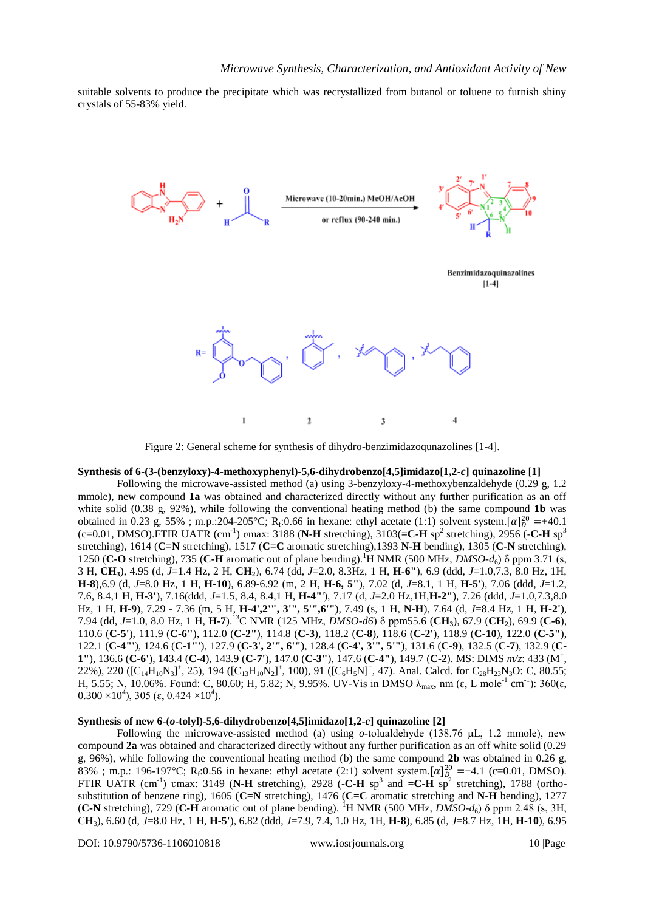suitable solvents to produce the precipitate which was recrystallized from butanol or toluene to furnish shiny crystals of 55-83% yield.

Figure 2: General scheme for synthesis of dihydro-benzimidazoqunazolines [1-4].

**Synthesis of 6-(3-(benzyloxy)-4-methoxyphenyl)-5,6-dihydrobenzo[4,5]imidazo[1,2-*c*] quinazoline [1]**

Following the microwave-assisted method (a) using 3-benzyloxy-4-methoxybenzaldehyde (0.29 g, 1.2 mmole), new compound **1a** was obtained and characterized directly without any further purification as an off white solid (0.38 g, 92%), while following the conventional heating method (b) the same compound **1b** was obtained in 0.23 g, 55% ; m.p.:204-205°C; $R_f$:0.66 in hexane: ethyl acetate (1:1) solvent system.$[\alpha]_D^{20}$ =+40.1 (c=0.01, DMSO).FTIR UATR ($cm^{-1}$) υmax: 3188 (**N-H** stretching), 3103(**=C-H** $sp^2$ stretching), 2956 (**-C-H** $sp^3$ stretching), 1614 (**C=N** stretching), 1517 (**C=C** aromatic stretching),1393 **N-H** bending), 1305 (**C-N** stretching), 1250 (**C-O** stretching), 735 (**C-H** aromatic out of plane bending).$^1$H NMR (500 MHz, *DMSO-d*$_6$) δ ppm 3.71 (s, 3 H, **CH$_3$**), 4.95 (d, *J*=1.4 Hz, 2 H, **CH$_2$**), 6.74 (dd, *J*=2.0, 8.3Hz, 1 H, **H-6"**), 6.9 (ddd, *J*=1.0,7.3, 8.0 Hz, 1H, **H-8**),6.9 (d, *J*=8.0 Hz, 1 H, **H-10**), 6.89-6.92 (m, 2 H, **H-6, 5"**), 7.02 (d, *J*=8.1, 1 H, **H-5'**), 7.06 (ddd, *J*=1.2, 7.6, 8.4,1 H, **H-3'**), 7.16(ddd, *J*=1.5, 8.4, 8.4,1 H, **H-4'''**), 7.17 (d, *J*=2.0 Hz,1H,**H-2"**), 7.26 (ddd, *J*=1.0,7.3,8.0 Hz, 1 H, **H-9**), 7.29 - 7.36 (m, 5 H, **H-4',2''', 3''', 5''',6'''**), 7.49 (s, 1 H, **N-H**), 7.64 (d, *J*=8.4 Hz, 1 H, **H-2'**), 7.94 (dd, *J*=1.0, 8.0 Hz, 1 H, **H-7**).$^{13}$C NMR (125 MHz, *DMSO-d6*) δ ppm55.6 (**CH$_3$**), 67.9 (**CH$_2$**), 69.9 (**C-6**), 110.6 (**C-5'**), 111.9 (**C-6"**), 112.0 (**C-2"**), 114.8 (**C-3**), 118.2 (**C-8**), 118.6 (**C-2'**), 118.9 (**C-10**), 122.0 (**C-5"**), 122.1 (**C-4'''**), 124.6 (**C-1'''**), 127.9 (**C-3', 2''', 6'''**), 128.4 (**C-4', 3''', 5'''**), 131.6 (**C-9**), 132.5 (**C-7**), 132.9 (**C-1"**), 136.6 (**C-6'**), 143.4 (**C-4**), 143.9 (**C-7'**), 147.0 (**C-3"**), 147.6 (**C-4"**), 149.7 (**C-2**). MS: DIMS *m/z*: 433 ($M^+$, 22%), 220 ($[C_{14}H_{10}N_3]^+$, 25), 194 ($[C_{13}H_{10}N_2]^+$, 100), 91 ($[C_6H_5N]^+$, 47). Anal. Calcd. for $C_{28}H_{23}N_3O$: C, 80.55; H, 5.55; N, 10.06%. Found: C, 80.60; H, 5.82; N, 9.95%. UV-Vis in DMSO $\lambda_{max}$, nm (ε, L mole$^{-1}$ cm$^{-1}$): 360(ε, 0.300 ×$10^4$), 305 (ε, 0.424 ×$10^4$).

**Synthesis of new 6-(*o*-tolyl)-5,6-dihydrobenzo[4,5]imidazo[1,2-*c*] quinazoline [2]**

Following the microwave-assisted method (a) using *o*-tolualdehyde (138.76 µL, 1.2 mmole), new compound **2a** was obtained and characterized directly without any further purification as an off white solid (0.29 g, 96%), while following the conventional heating method (b) the same compound **2b** was obtained in 0.26 g, 83% ; m.p.: 196-197°C; $R_f$:0.56 in hexane: ethyl acetate (2:1) solvent system.$[\alpha]_D^{20}$ =+4.1 (c=0.01, DMSO). FTIR UATR ($cm^{-1}$) υmax: 3149 (**N-H** stretching), 2928 (**-C-H** $sp^3$ and **=C-H** $sp^2$ stretching), 1788 (ortho-substitution of benzene ring), 1605 (**C=N** stretching), 1476 (**C=C** aromatic stretching and **N-H** bending), 1277 (**C-N** stretching), 729 (**C-H** aromatic out of plane bending). $^1$H NMR (500 MHz, *DMSO-d*$_6$) δ ppm 2.48 (s, 3H, CH$_3$), 6.60 (d, *J*=8.0 Hz, 1 H, **H-5'**), 6.82 (ddd, *J*=7.9, 7.4, 1.0 Hz, 1H, **H-8**), 6.85 (d, *J*=8.7 Hz, 1H, **H-10**), 6.95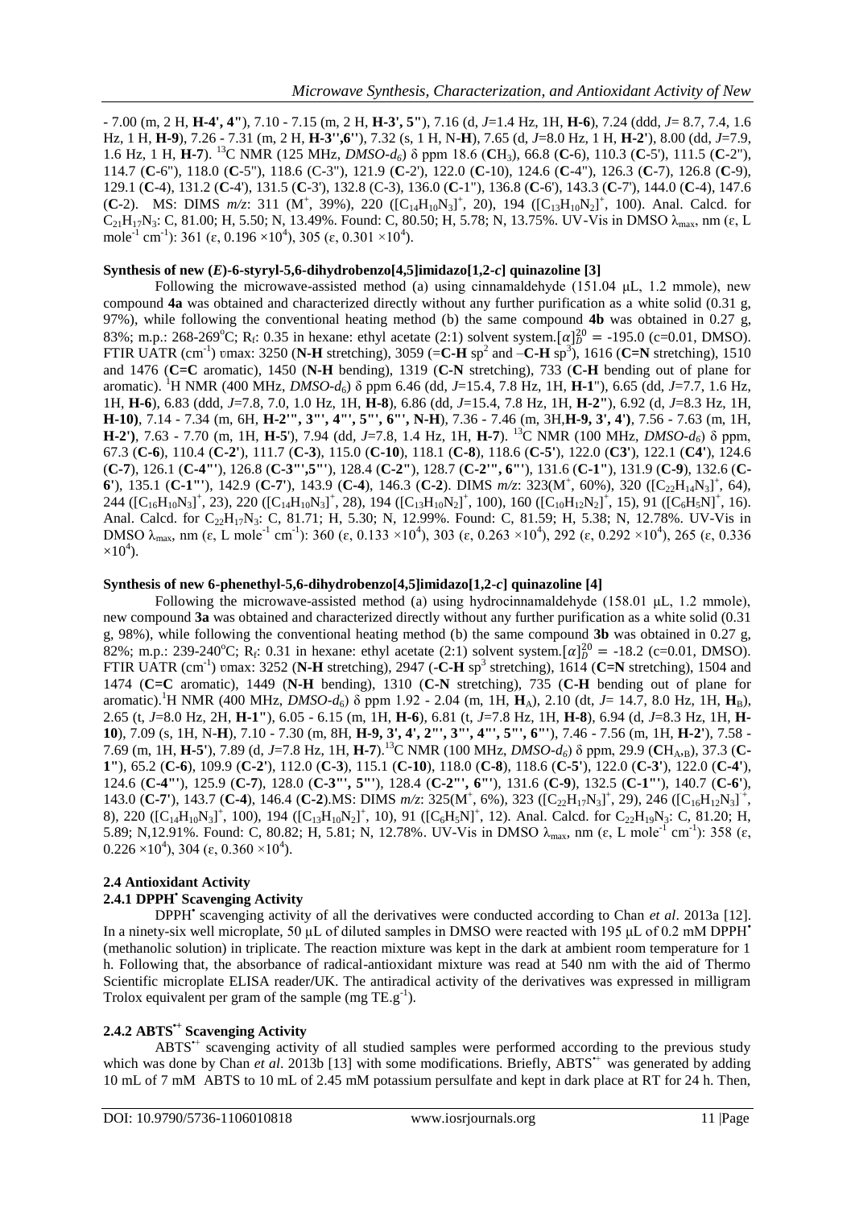- 7.00 (m, 2 H, **H-4', 4''**), 7.10 - 7.15 (m, 2 H, **H-3', 5''**), 7.16 (d, *J*=1.4 Hz, 1H, **H-6**), 7.24 (ddd, *J*= 8.7, 7.4, 1.6 Hz, 1 H, **H-9**), 7.26 - 7.31 (m, 2 H, **H-3'',6''**), 7.32 (s, 1 H, N-**H**), 7.65 (d, *J*=8.0 Hz, 1 H, **H-2'**), 8.00 (dd, *J*=7.9, 1.6 Hz, 1 H, **H-7**). $^{13}$C NMR (125 MHz, *DMSO-d$_6$*) δ ppm 18.6 (**C**H$_3$), 66.8 (**C**-6), 110.3 (**C**-5'), 111.5 (**C**-2''), 114.7 (**C**-6''), 118.0 (**C**-5''), 118.6 (C-3''), 121.9 (**C**-2'), 122.0 (**C**-10), 124.6 (**C**-4''), 126.3 (**C**-7), 126.8 (**C**-9), 129.1 (**C**-4), 131.2 (**C**-4'), 131.5 (**C**-3'), 132.8 (C-3), 136.0 (**C**-1''), 136.8 (**C**-6'), 143.3 (**C**-7'), 144.0 (**C**-4), 147.6 (**C**-2). MS: DIMS *m/z*: 311 (M$^+$, 39%), 220 ([$C_{14}H_{10}N_3$]$^+$, 20), 194 ([$C_{13}H_{10}N_2$]$^+$, 100). Anal. Calcd. for $C_{21}H_{17}N_3$: C, 81.00; H, 5.50; N, 13.49%. Found: C, 80.50; H, 5.78; N, 13.75%. UV-Vis in DMSO $\lambda_{max}$, nm (ε, L mole$^{-1}$ cm$^{-1}$): 361 (ε, 0.196 ×10$^4$), 305 (ε, 0.301 ×10$^4$).

**Synthesis of new (*E*)-6-styryl-5,6-dihydrobenzo[4,5]imidazo[1,2-*c*] quinazoline [3]**

Following the microwave-assisted method (a) using cinnamaldehyde (151.04 μL, 1.2 mmole), new compound **4a** was obtained and characterized directly without any further purification as a white solid (0.31 g, 97%), while following the conventional heating method (b) the same compound **4b** was obtained in 0.27 g, 83%; m.p.: 268-269°C; R$_f$: 0.35 in hexane: ethyl acetate (2:1) solvent system.$[\alpha]_D^{20} = -195.0$ (c=0.01, DMSO). FTIR UATR (cm$^{-1}$) υmax: 3250 (**N-H** stretching), 3059 (=**C-H** sp$^2$ and –**C-H** sp$^3$), 1616 (**C=N** stretching), 1510 and 1476 (**C=C** aromatic), 1450 (**N-H** bending), 1319 (**C-N** stretching), 733 (**C-H** bending out of plane for aromatic). $^1$H NMR (400 MHz, *DMSO-d$_6$*) δ ppm 6.46 (dd, *J*=15.4, 7.8 Hz, 1H, **H-1''**), 6.65 (dd, *J*=7.7, 1.6 Hz, 1H, **H-6**), 6.83 (ddd, *J*=7.8, 7.0, 1.0 Hz, 1H, **H-8**), 6.86 (dd, *J*=15.4, 7.8 Hz, 1H, **H-2''**), 6.92 (d, *J*=8.3 Hz, 1H, **H-10)**, 7.14 - 7.34 (m, 6H, **H-2''', 3''', 4''', 5''', 6''', N-H**), 7.36 - 7.46 (m, 3H,**H-9, 3', 4')**, 7.56 - 7.63 (m, 1H, **H-2')**, 7.63 - 7.70 (m, 1H, **H-5'**), 7.94 (dd, *J*=7.8, 1.4 Hz, 1H, **H-7**). $^{13}$C NMR (100 MHz, *DMSO-d$_6$*) δ ppm, 67.3 (**C-6**), 110.4 (**C-2'**), 111.7 (**C-3**), 115.0 (**C-10**), 118.1 (**C-8**), 118.6 (**C-5'**), 122.0 (**C3'**), 122.1 (**C4'**), 124.6 (**C-7**), 126.1 (**C-4'''**), 126.8 (**C-3''',5'''**), 128.4 (**C-2''**), 128.7 (**C-2''', 6'''**), 131.6 (**C-1''**), 131.9 (**C-9**), 132.6 (**C-6'**), 135.1 (**C-1'''**), 142.9 (**C-7'**), 143.9 (**C-4**), 146.3 (**C-2**). DIMS *m/z*: 323(M$^+$, 60%), 320 ([$C_{22}H_{14}N_3$]$^+$, 64), 244 ([$C_{16}H_{10}N_3$]$^+$, 23), 220 ([$C_{14}H_{10}N_3$]$^+$, 28), 194 ([$C_{13}H_{10}N_2$]$^+$, 100), 160 ([$C_{10}H_{12}N_2$]$^+$, 15), 91 ([$C_6H_5N$]$^+$, 16). Anal. Calcd. for $C_{22}H_{17}N_3$: C, 81.71; H, 5.30; N, 12.99%. Found: C, 81.59; H, 5.38; N, 12.78%. UV-Vis in DMSO $\lambda_{max}$, nm (ε, L mole$^{-1}$ cm$^{-1}$): 360 (ε, 0.133 ×10$^4$), 303 (ε, 0.263 ×10$^4$), 292 (ε, 0.292 ×10$^4$), 265 (ε, 0.336 ×10$^4$).

**Synthesis of new 6-phenethyl-5,6-dihydrobenzo[4,5]imidazo[1,2-*c*] quinazoline [4]**

Following the microwave-assisted method (a) using hydrocinnamaldehyde (158.01 μL, 1.2 mmole), new compound **3a** was obtained and characterized directly without any further purification as a white solid (0.31 g, 98%), while following the conventional heating method (b) the same compound **3b** was obtained in 0.27 g, 82%; m.p.: 239-240°C; R$_f$: 0.31 in hexane: ethyl acetate (2:1) solvent system.$[\alpha]_D^{20} = -18.2$ (c=0.01, DMSO). FTIR UATR (cm$^{-1}$) υmax: 3252 (**N-H** stretching), 2947 (-**C-H** sp$^3$ stretching), 1614 (**C=N** stretching), 1504 and 1474 (**C=C** aromatic), 1449 (**N-H** bending), 1310 (**C-N** stretching), 735 (**C-H** bending out of plane for aromatic).$^1$H NMR (400 MHz, *DMSO-d$_6$*) δ ppm 1.92 - 2.04 (m, 1H, **H$_A$**), 2.10 (dt, *J*= 14.7, 8.0 Hz, 1H, **H$_B$**), 2.65 (t, *J*=8.0 Hz, 2H, **H-1''**), 6.05 - 6.15 (m, 1H, **H-6**), 6.81 (t, *J*=7.8 Hz, 1H, **H-8**), 6.94 (d, *J*=8.3 Hz, 1H, **H-10**), 7.09 (s, 1H, N-**H**), 7.10 - 7.30 (m, 8H, **H-9, 3', 4', 2''', 3''', 4''', 5''', 6'''**), 7.46 - 7.56 (m, 1H, **H-2'**), 7.58 - 7.69 (m, 1H, **H-5'**), 7.89 (d, *J*=7.8 Hz, 1H, **H-7**).$^{13}$C NMR (100 MHz, *DMSO-d$_6$*) δ ppm, 29.9 (**C**H$_{A,B}$), 37.3 (**C-1''**), 65.2 (**C-6**), 109.9 (**C-2'**), 112.0 (**C-3**), 115.1 (**C-10**), 118.0 (**C-8**), 118.6 (**C-5'**), 122.0 (**C-3'**), 122.0 (**C-4'**), 124.6 (**C-4'''**), 125.9 (**C-7**), 128.0 (**C-3''', 5'''**), 128.4 (**C-2''', 6'''**), 131.6 (**C-9**), 132.5 (**C-1'''**), 140.7 (**C-6'**), 143.0 (**C-7'**), 143.7 (**C-4**), 146.4 (**C-2**).MS: DIMS *m/z*: 325(M$^+$, 6%), 323 ([$C_{22}H_{17}N_3$]$^+$, 29), 246 ([$C_{16}H_{12}N_3$]$^+$, 8), 220 ([$C_{14}H_{10}N_3$]$^+$, 100), 194 ([$C_{13}H_{10}N_2$]$^+$, 10), 91 ([$C_6H_5N$]$^+$, 12). Anal. Calcd. for $C_{22}H_{19}N_3$: C, 81.20; H, 5.89; N,12.91%. Found: C, 80.82; H, 5.81; N, 12.78%. UV-Vis in DMSO $\lambda_{max}$, nm (ε, L mole$^{-1}$ cm$^{-1}$): 358 (ε, 0.226 ×10$^4$), 304 (ε, 0.360 ×10$^4$).

### 2.4 Antioxidant Activity

#### 2.4.1 DPPH$^•$ Scavenging Activity

DPPH$^•$ scavenging activity of all the derivatives were conducted according to Chan *et al*. 2013a [12]. In a ninety-six well microplate, 50 μL of diluted samples in DMSO were reacted with 195 μL of 0.2 mM DPPH$^•$ (methanolic solution) in triplicate. The reaction mixture was kept in the dark at ambient room temperature for 1 h. Following that, the absorbance of radical-antioxidant mixture was read at 540 nm with the aid of Thermo Scientific microplate ELISA reader/UK. The antiradical activity of the derivatives was expressed in milligram Trolox equivalent per gram of the sample (mg TE.g$^{-1}$).

#### 2.4.2 ABTS$^{•+}$ Scavenging Activity

ABTS$^{•+}$ scavenging activity of all studied samples were performed according to the previous study which was done by Chan *et al*. 2013b [13] with some modifications. Briefly, ABTS$^{•+}$ was generated by adding 10 mL of 7 mM ABTS to 10 mL of 2.45 mM potassium persulfate and kept in dark place at RT for 24 h. Then,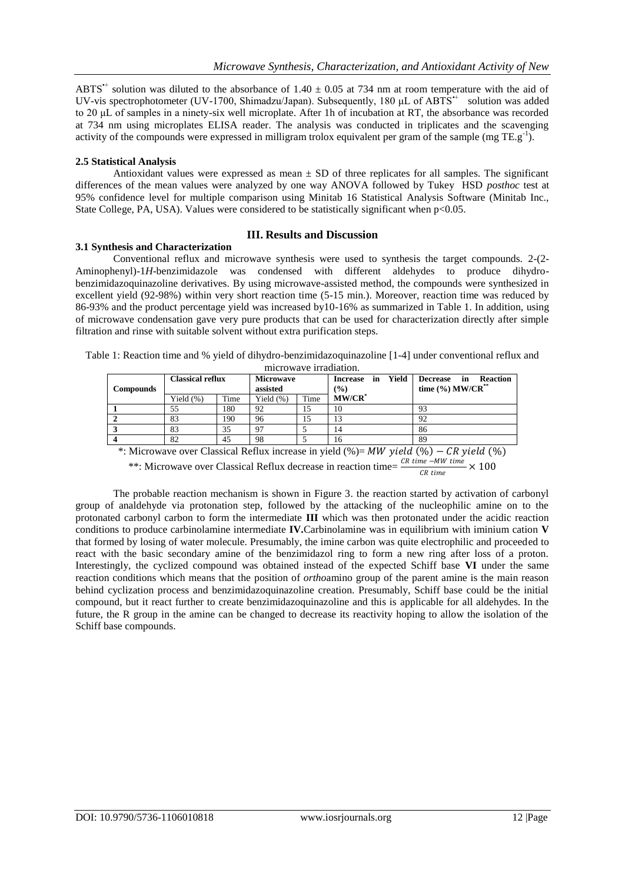$ABTS^{•+}$ solution was diluted to the absorbance of $1.40 \pm 0.05$ at 734 nm at room temperature with the aid of UV-vis spectrophotometer (UV-1700, Shimadzu/Japan). Subsequently, 180 μL of $ABTS^{•+}$ solution was added to 20 μL of samples in a ninety-six well microplate. After 1h of incubation at RT, the absorbance was recorded at 734 nm using microplates ELISA reader. The analysis was conducted in triplicates and the scavenging activity of the compounds were expressed in milligram trolox equivalent per gram of the sample (mg $TE.g^{-1}$).

### 2.5 Statistical Analysis

Antioxidant values were expressed as mean ± SD of three replicates for all samples. The significant differences of the mean values were analyzed by one way ANOVA followed by Tukey HSD *posthoc* test at 95% confidence level for multiple comparison using Minitab 16 Statistical Analysis Software (Minitab Inc., State College, PA, USA). Values were considered to be statistically significant when $p<0.05$.

## III. Results and Discussion

### 3.1 Synthesis and Characterization

Conventional reflux and microwave synthesis were used to synthesis the target compounds. 2-(2-Aminophenyl)-1*H*-benzimidazole was condensed with different aldehydes to produce dihydro-benzimidazoquinazoline derivatives. By using microwave-assisted method, the compounds were synthesized in excellent yield (92-98%) within very short reaction time (5-15 min.). Moreover, reaction time was reduced by 86-93% and the product percentage yield was increased by10-16% as summarized in Table 1. In addition, using of microwave condensation gave very pure products that can be used for characterization directly after simple filtration and rinse with suitable solvent without extra purification steps.

Table 1: Reaction time and % yield of dihydro-benzimidazoquinazoline [1-4] under conventional reflux and microwave irradiation.

| Compounds | Classical reflux | | Microwave assisted | | Increase in Yield (%) | Decrease in Reaction time (%) MW/CR** |
|---|---|---|---|---|---|---|
| | Yield (%) | Time | Yield (%) | Time | MW/CR* | |
| 1 | 55 | 180 | 92 | 15 | 10 | 93 |
| 2 | 83 | 190 | 96 | 15 | 13 | 92 |
| 3 | 83 | 35 | 97 | 5 | 14 | 86 |
| 4 | 82 | 45 | 98 | 5 | 16 | 89 |

*: Microwave over Classical Reflux increase in yield (%)= $MW\ yield\ (\%) - CR\ yield\ (\%)$

**: Microwave over Classical Reflux decrease in reaction time= $\frac{CR\ time - MW\ time}{CR\ time} \times 100$

The probable reaction mechanism is shown in Figure 3. the reaction started by activation of carbonyl group of analdehyde via protonation step, followed by the attacking of the nucleophilic amine on to the protonated carbonyl carbon to form the intermediate **III** which was then protonated under the acidic reaction conditions to produce carbinolamine intermediate **IV.**Carbinolamine was in equilibrium with iminium cation **V** that formed by losing of water molecule. Presumably, the imine carbon was quite electrophilic and proceeded to react with the basic secondary amine of the benzimidazol ring to form a new ring after loss of a proton. Interestingly, the cyclized compound was obtained instead of the expected Schiff base **VI** under the same reaction conditions which means that the position of *ortho*amino group of the parent amine is the main reason behind cyclization process and benzimidazoquinazoline creation. Presumably, Schiff base could be the initial compound, but it react further to create benzimidazoquinazoline and this is applicable for all aldehydes. In the future, the R group in the amine can be changed to decrease its reactivity hoping to allow the isolation of the Schiff base compounds.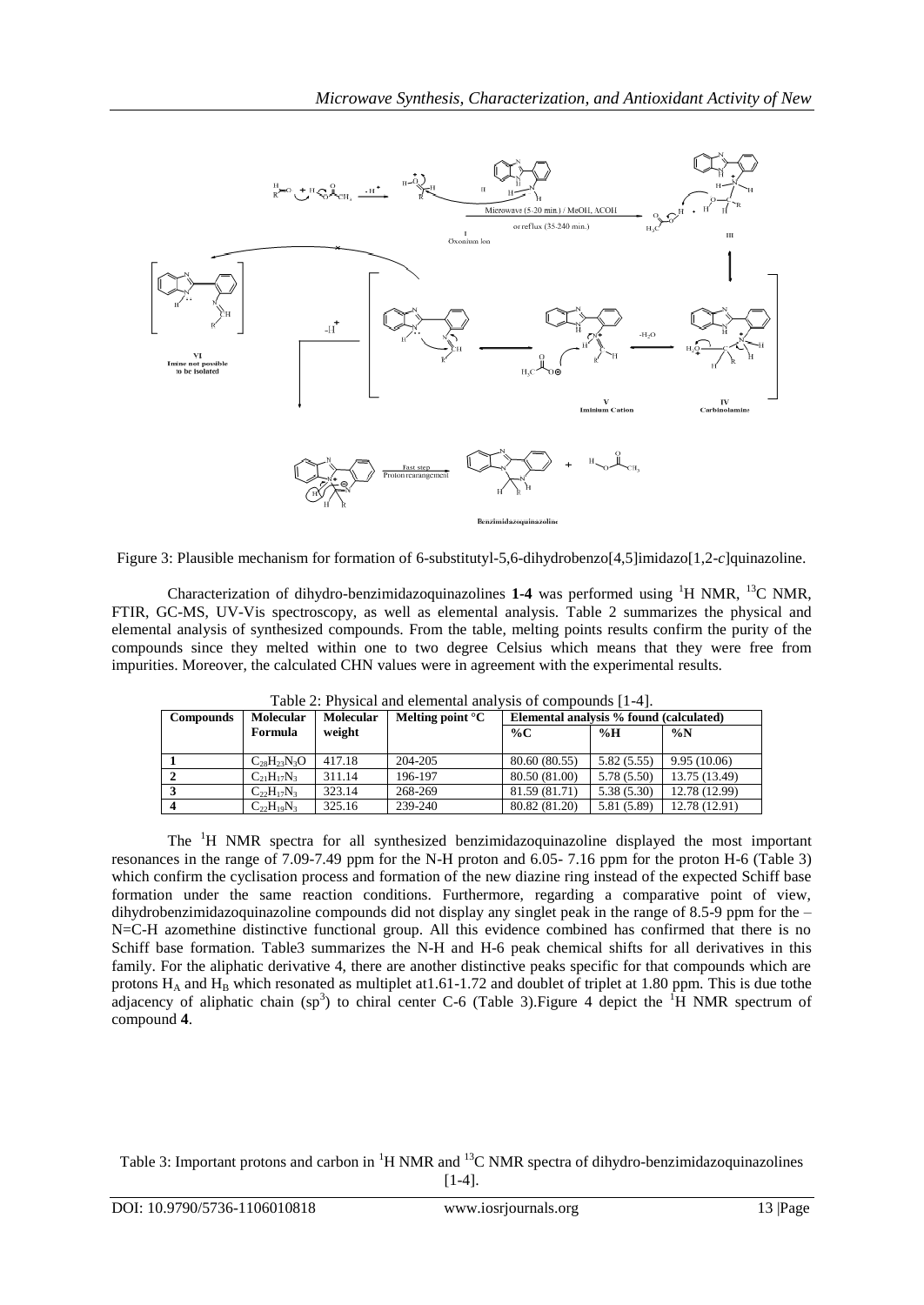Figure 3: Plausible mechanism for formation of 6-substitutyl-5,6-dihydrobenzo[4,5]imidazo[1,2-*c*]quinazoline.

Characterization of dihydro-benzimidazoquinazolines **1-4** was performed using $^{1}H$ NMR, $^{13}C$ NMR, FTIR, GC-MS, UV-Vis spectroscopy, as well as elemental analysis. Table 2 summarizes the physical and elemental analysis of synthesized compounds. From the table, melting points results confirm the purity of the compounds since they melted within one to two degree Celsius which means that they were free from impurities. Moreover, the calculated CHN values were in agreement with the experimental results.

Table 2: Physical and elemental analysis of compounds [1-4].

| Compounds | Molecular Formula | Molecular weight | Melting point °C | Elemental analysis % found (calculated) | | |
|---|---|---|---|---|---|---|
| | | | | %C | %H | %N |
| **1** | $C_{28}H_{23}N_3O$ | 417.18 | 204-205 | 80.60 (80.55) | 5.82 (5.55) | 9.95 (10.06) |
| **2** | $C_{21}H_{17}N_3$ | 311.14 | 196-197 | 80.50 (81.00) | 5.78 (5.50) | 13.75 (13.49) |
| **3** | $C_{22}H_{17}N_3$ | 323.14 | 268-269 | 81.59 (81.71) | 5.38 (5.30) | 12.78 (12.99) |
| **4** | $C_{22}H_{19}N_3$ | 325.16 | 239-240 | 80.82 (81.20) | 5.81 (5.89) | 12.78 (12.91) |

The $^{1}H$ NMR spectra for all synthesized benzimidazoquinazoline displayed the most important resonances in the range of 7.09-7.49 ppm for the N-H proton and 6.05- 7.16 ppm for the proton H-6 (Table 3) which confirm the cyclisation process and formation of the new diazine ring instead of the expected Schiff base formation under the same reaction conditions. Furthermore, regarding a comparative point of view, dihydrobenzimidazoquinazoline compounds did not display any singlet peak in the range of 8.5-9 ppm for the –N=C-H azomethine distinctive functional group. All this evidence combined has confirmed that there is no Schiff base formation. Table3 summarizes the N-H and H-6 peak chemical shifts for all derivatives in this family. For the aliphatic derivative 4, there are another distinctive peaks specific for that compounds which are protons $H_A$ and $H_B$ which resonated as multiplet at1.61-1.72 and doublet of triplet at 1.80 ppm. This is due tothe adjacency of aliphatic chain ($sp^3$) to chiral center C-6 (Table 3).Figure 4 depict the $^{1}H$ NMR spectrum of compound **4**.

Table 3: Important protons and carbon in $^{1}H$ NMR and $^{13}C$ NMR spectra of dihydro-benzimidazoquinazolines [1-4].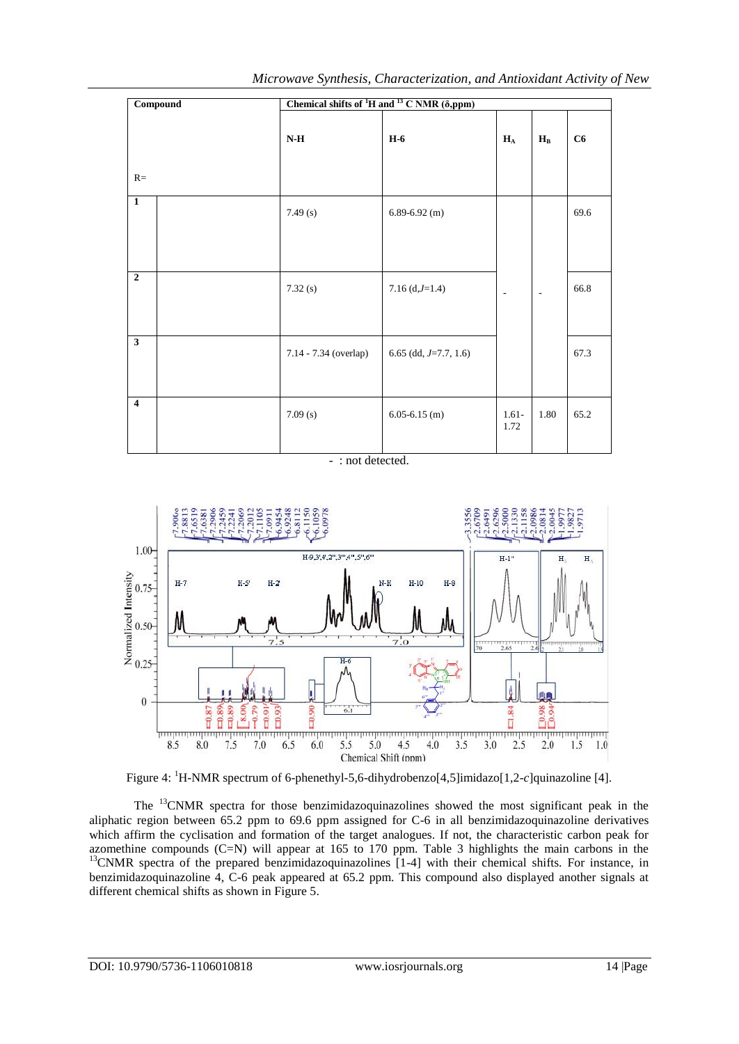| Compound | | Chemical shifts of $^1H$ and $^{13}C$ NMR (δ,ppm) | | | | |
|---|---|---|---|---|---|---|
| R= | | N-H | H-6 | $H_A$ | $H_B$ | C6 |
| **1** | | 7.49 (s) | 6.89-6.92 (m) | | | 69.6 |
| **2** | | 7.32 (s) | 7.16 (d,*J*=1.4) | - | - | 66.8 |
| **3** | | 7.14 - 7.34 (overlap) | 6.65 (dd, *J*=7.7, 1.6) | | | 67.3 |
| **4** | | 7.09 (s) | 6.05-6.15 (m) | 1.61-1.72 | 1.80 | 65.2 |

- : not detected.

Figure 4: $^1H$-NMR spectrum of 6-phenethyl-5,6-dihydrobenzo[4,5]imidazo[1,2-*c*]quinazoline [4].

The $^{13}C$NMR spectra for those benzimidazoquinazolines showed the most significant peak in the aliphatic region between 65.2 ppm to 69.6 ppm assigned for C-6 in all benzimidazoquinazoline derivatives which affirm the cyclisation and formation of the target analogues. If not, the characteristic carbon peak for azomethine compounds (C=N) will appear at 165 to 170 ppm. Table 3 highlights the main carbons in the $^{13}C$NMR spectra of the prepared benzimidazoquinazolines [1-4] with their chemical shifts. For instance, in benzimidazoquinazoline 4, C-6 peak appeared at 65.2 ppm. This compound also displayed another signals at different chemical shifts as shown in Figure 5.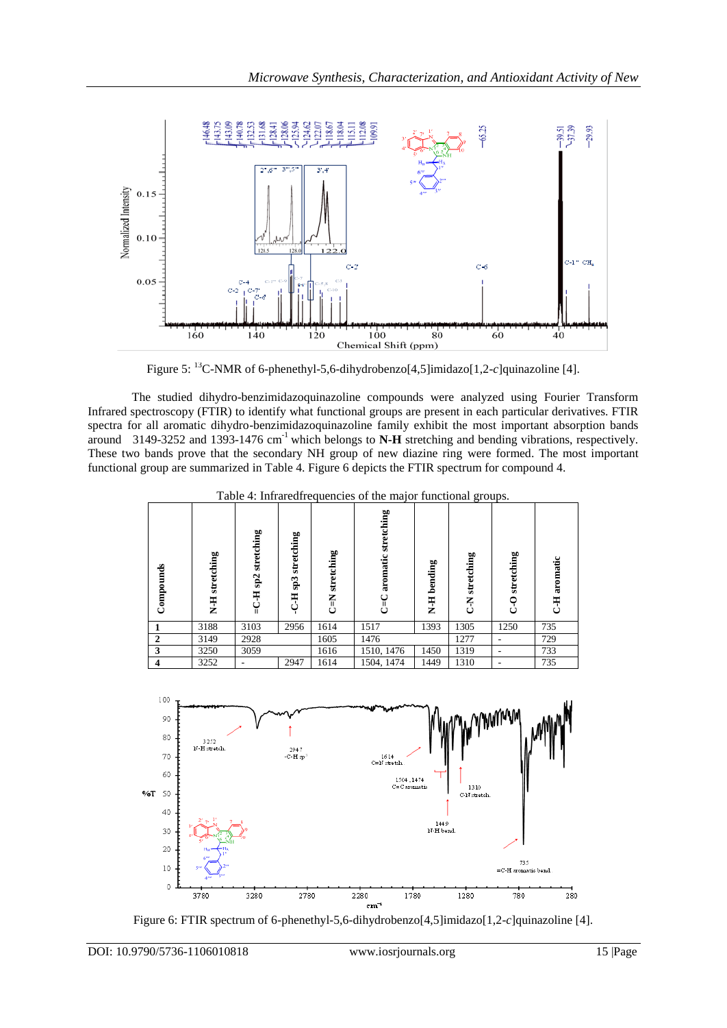Figure 5: [13]C-NMR of 6-phenethyl-5,6-dihydrobenzo[4,5]imidazo[1,2-*c*]quinazoline [4].

The studied dihydro-benzimidazoquinazoline compounds were analyzed using Fourier Transform Infrared spectroscopy (FTIR) to identify what functional groups are present in each particular derivatives. FTIR spectra for all aromatic dihydro-benzimidazoquinazoline family exhibit the most important absorption bands around 3149-3252 and 1393-1476 $cm^{-1}$ which belongs to **N-H** stretching and bending vibrations, respectively. These two bands prove that the secondary NH group of new diazine ring were formed. The most important functional group are summarized in Table 4. Figure 6 depicts the FTIR spectrum for compound 4.

Table 4: Infraredfrequencies of the major functional groups.

| Compounds | N-H stretching | =C-H sp2 stretching | -C-H sp3 stretching | C=N stretching | C=C aromatic stretching | N-H bending | C-N stretching | C-O stretching | C-H aromatic |
|---|---|---|---|---|---|---|---|---|---|
| **1** | 3188 | 3103 | 2956 | 1614 | 1517 | 1393 | 1305 | 1250 | 735 |
| **2** | 3149 | 2928 | | 1605 | 1476 | | 1277 | - | 729 |
| **3** | 3250 | 3059 | | 1616 | 1510, 1476 | 1450 | 1319 | - | 733 |
| **4** | 3252 | - | 2947 | 1614 | 1504, 1474 | 1449 | 1310 | - | 735 |

Figure 6: FTIR spectrum of 6-phenethyl-5,6-dihydrobenzo[4,5]imidazo[1,2-*c*]quinazoline [4].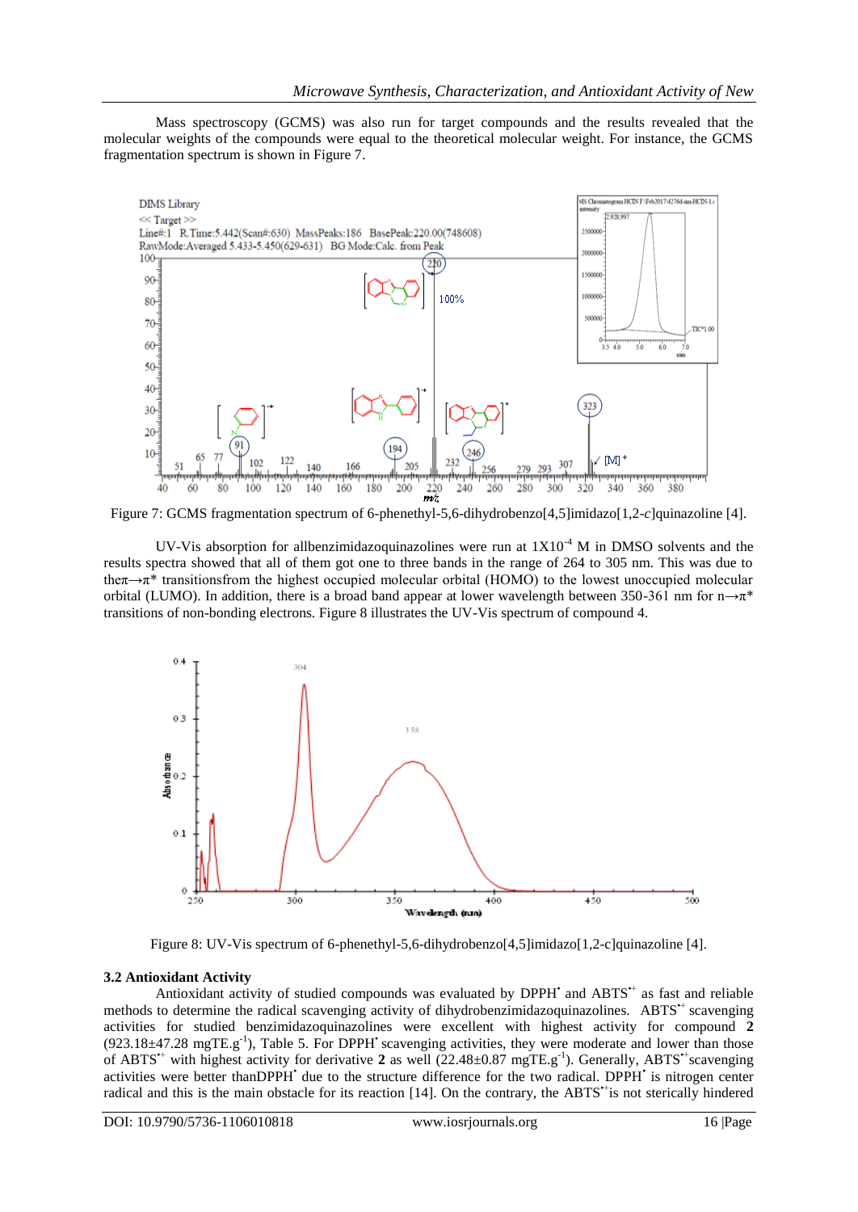Mass spectroscopy (GCMS) was also run for target compounds and the results revealed that the molecular weights of the compounds were equal to the theoretical molecular weight. For instance, the GCMS fragmentation spectrum is shown in Figure 7.

Figure 7: GCMS fragmentation spectrum of 6-phenethyl-5,6-dihydrobenzo[4,5]imidazo[1,2-*c*]quinazoline [4].

UV-Vis absorption for allbenzimidazoquinazolines were run at $1X10^{-4}$ M in DMSO solvents and the results spectra showed that all of them got one to three bands in the range of 264 to 305 nm. This was due to the$\pi\rightarrow\pi^*$ transitionsfrom the highest occupied molecular orbital (HOMO) to the lowest unoccupied molecular orbital (LUMO). In addition, there is a broad band appear at lower wavelength between 350-361 nm for $n\rightarrow\pi^*$ transitions of non-bonding electrons. Figure 8 illustrates the UV-Vis spectrum of compound 4.

Figure 8: UV-Vis spectrum of 6-phenethyl-5,6-dihydrobenzo[4,5]imidazo[1,2-c]quinazoline [4].

### 3.2 Antioxidant Activity

Antioxidant activity of studied compounds was evaluated by $DPPH^{\bullet}$ and $ABTS^{\bullet+}$ as fast and reliable methods to determine the radical scavenging activity of dihydrobenzimidazoquinazolines. $ABTS^{\bullet+}$ scavenging activities for studied benzimidazoquinazolines were excellent with highest activity for compound **2** ($923.18\pm47.28$ $mgTE.g^{-1}$), Table 5. For $DPPH^{\bullet}$ scavenging activities, they were moderate and lower than those of $ABTS^{\bullet+}$ with highest activity for derivative **2** as well ($22.48\pm0.87$ $mgTE.g^{-1}$). Generally, $ABTS^{\bullet+}$scavenging activities were better than$DPPH^{\bullet}$ due to the structure difference for the two radical. $DPPH^{\bullet}$ is nitrogen center radical and this is the main obstacle for its reaction [14]. On the contrary, the $ABTS^{\bullet+}$is not sterically hindered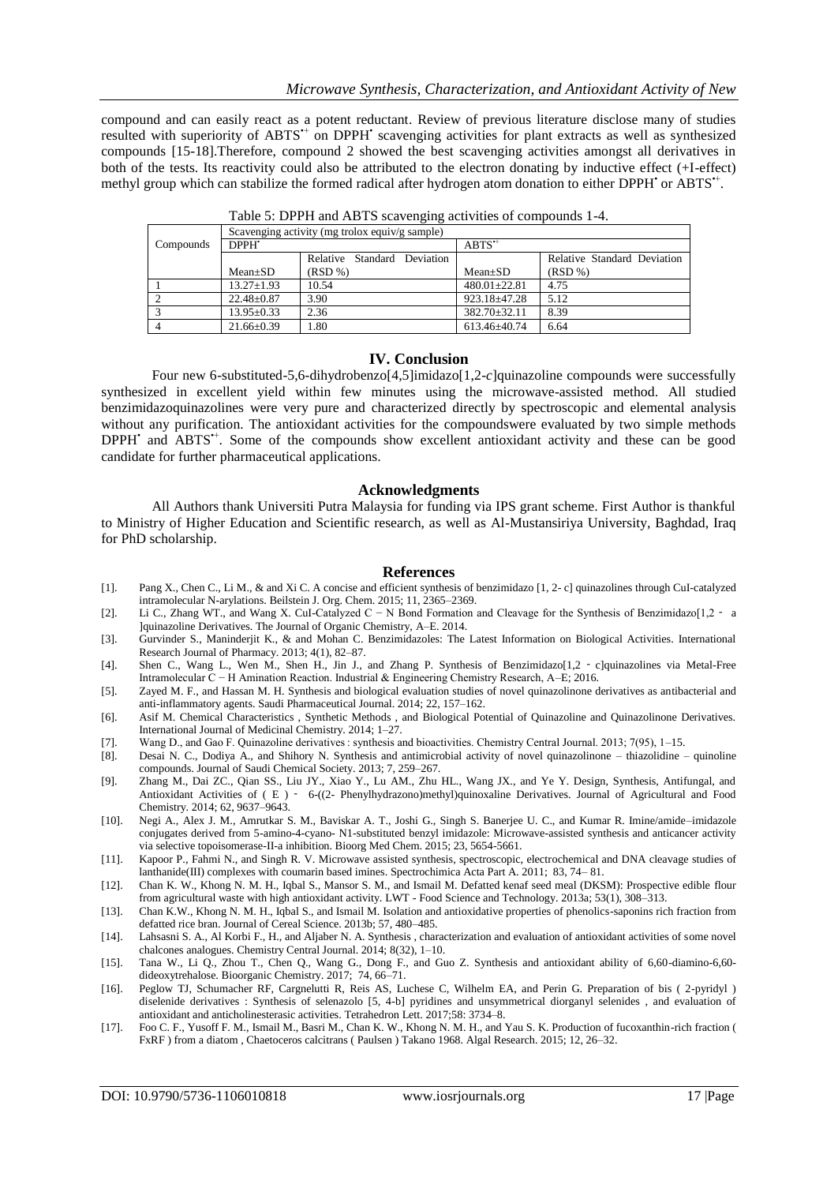compound and can easily react as a potent reductant. Review of previous literature disclose many of studies resulted with superiority of $ABTS^{•+}$ on $DPPH^{•}$ scavenging activities for plant extracts as well as synthesized compounds [15-18].Therefore, compound 2 showed the best scavenging activities amongst all derivatives in both of the tests. Its reactivity could also be attributed to the electron donating by inductive effect (+I-effect) methyl group which can stabilize the formed radical after hydrogen atom donation to either $DPPH^{•}$ or $ABTS^{•+}$.

Table 5: DPPH and ABTS scavenging activities of compounds 1-4.

| Compounds | Scavenging activity (mg trolox equiv/g sample) | | | |
|---|---|---|---|---|
| | $DPPH^{•}$ | | $ABTS^{•+}$ | |
| | Mean±SD | Relative Standard Deviation (RSD %) | Mean±SD | Relative Standard Deviation (RSD %) |
| 1 | 13.27±1.93 | 10.54 | 480.01±22.81 | 4.75 |
| 2 | 22.48±0.87 | 3.90 | 923.18±47.28 | 5.12 |
| 3 | 13.95±0.33 | 2.36 | 382.70±32.11 | 8.39 |
| 4 | 21.66±0.39 | 1.80 | 613.46±40.74 | 6.64 |

## IV. Conclusion

Four new 6-substituted-5,6-dihydrobenzo[4,5]imidazo[1,2-*c*]quinazoline compounds were successfully synthesized in excellent yield within few minutes using the microwave-assisted method. All studied benzimidazoquinazolines were very pure and characterized directly by spectroscopic and elemental analysis without any purification. The antioxidant activities for the compoundswere evaluated by two simple methods $DPPH^{•}$ and $ABTS^{•+}$. Some of the compounds show excellent antioxidant activity and these can be good candidate for further pharmaceutical applications.

## Acknowledgments

All Authors thank Universiti Putra Malaysia for funding via IPS grant scheme. First Author is thankful to Ministry of Higher Education and Scientific research, as well as Al-Mustansiriya University, Baghdad, Iraq for PhD scholarship.

## References

[1]. Pang X., Chen C., Li M., & and Xi C. A concise and efficient synthesis of benzimidazo [1, 2- c] quinazolines through CuI-catalyzed intramolecular N-arylations. Beilstein J. Org. Chem. 2015; 11, 2365–2369.

[2]. Li C., Zhang WT., and Wang X. CuI-Catalyzed C − N Bond Formation and Cleavage for the Synthesis of Benzimidazo[1,2 ‑ a ]quinazoline Derivatives. The Journal of Organic Chemistry, A–E. 2014.

[3]. Gurvinder S., Maninderjit K., & and Mohan C. Benzimidazoles: The Latest Information on Biological Activities. International Research Journal of Pharmacy. 2013; 4(1), 82–87.

[4]. Shen C., Wang L., Wen M., Shen H., Jin J., and Zhang P. Synthesis of Benzimidazo[1,2 ‑ c]quinazolines via Metal-Free Intramolecular C − H Amination Reaction. Industrial & Engineering Chemistry Research, A–E; 2016.

[5]. Zayed M. F., and Hassan M. H. Synthesis and biological evaluation studies of novel quinazolinone derivatives as antibacterial and anti-inflammatory agents. Saudi Pharmaceutical Journal. 2014; 22, 157–162.

[6]. Asif M. Chemical Characteristics , Synthetic Methods , and Biological Potential of Quinazoline and Quinazolinone Derivatives. International Journal of Medicinal Chemistry. 2014; 1–27.

[7]. Wang D., and Gao F. Quinazoline derivatives : synthesis and bioactivities. Chemistry Central Journal. 2013; 7(95), 1–15.

[8]. Desai N. C., Dodiya A., and Shihory N. Synthesis and antimicrobial activity of novel quinazolinone – thiazolidine – quinoline compounds. Journal of Saudi Chemical Society. 2013; 7, 259–267.

[9]. Zhang M., Dai ZC., Qian SS., Liu JY., Xiao Y., Lu AM., Zhu HL., Wang JX., and Ye Y. Design, Synthesis, Antifungal, and Antioxidant Activities of ( E ) ‑ 6-((2- Phenylhydrazono)methyl)quinoxaline Derivatives. Journal of Agricultural and Food Chemistry. 2014; 62, 9637–9643.

[10]. Negi A., Alex J. M., Amrutkar S. M., Baviskar A. T., Joshi G., Singh S. Banerjee U. C., and Kumar R. Imine/amide–imidazole conjugates derived from 5-amino-4-cyano- N1-substituted benzyl imidazole: Microwave-assisted synthesis and anticancer activity via selective topoisomerase-II-a inhibition. Bioorg Med Chem. 2015; 23, 5654-5661.

[11]. Kapoor P., Fahmi N., and Singh R. V. Microwave assisted synthesis, spectroscopic, electrochemical and DNA cleavage studies of lanthanide(III) complexes with coumarin based imines. Spectrochimica Acta Part A. 2011; 83, 74– 81.

[12]. Chan K. W., Khong N. M. H., Iqbal S., Mansor S. M., and Ismail M. Defatted kenaf seed meal (DKSM): Prospective edible flour from agricultural waste with high antioxidant activity. LWT - Food Science and Technology. 2013a; 53(1), 308–313.

[13]. Chan K.W., Khong N. M. H., Iqbal S., and Ismail M. Isolation and antioxidative properties of phenolics-saponins rich fraction from defatted rice bran. Journal of Cereal Science. 2013b; 57, 480–485.

[14]. Lahsasni S. A., Al Korbi F., H., and Aljaber N. A. Synthesis , characterization and evaluation of antioxidant activities of some novel chalcones analogues. Chemistry Central Journal. 2014; 8(32), 1–10.

[15]. Tana W., Li Q., Zhou T., Chen Q., Wang G., Dong F., and Guo Z. Synthesis and antioxidant ability of 6,60-diamino-6,60-dideoxytrehalose. Bioorganic Chemistry. 2017; 74, 66–71.

[16]. Peglow TJ, Schumacher RF, Cargnelutti R, Reis AS, Luchese C, Wilhelm EA, and Perin G. Preparation of bis ( 2-pyridyl ) diselenide derivatives : Synthesis of selenazolo [5, 4-b] pyridines and unsymmetrical diorganyl selenides , and evaluation of antioxidant and anticholinesterasic activities. Tetrahedron Lett. 2017;58: 3734–8.

[17]. Foo C. F., Yusoff F. M., Ismail M., Basri M., Chan K. W., Khong N. M. H., and Yau S. K. Production of fucoxanthin-rich fraction ( FxRF ) from a diatom , Chaetoceros calcitrans ( Paulsen ) Takano 1968. Algal Research. 2015; 12, 26–32.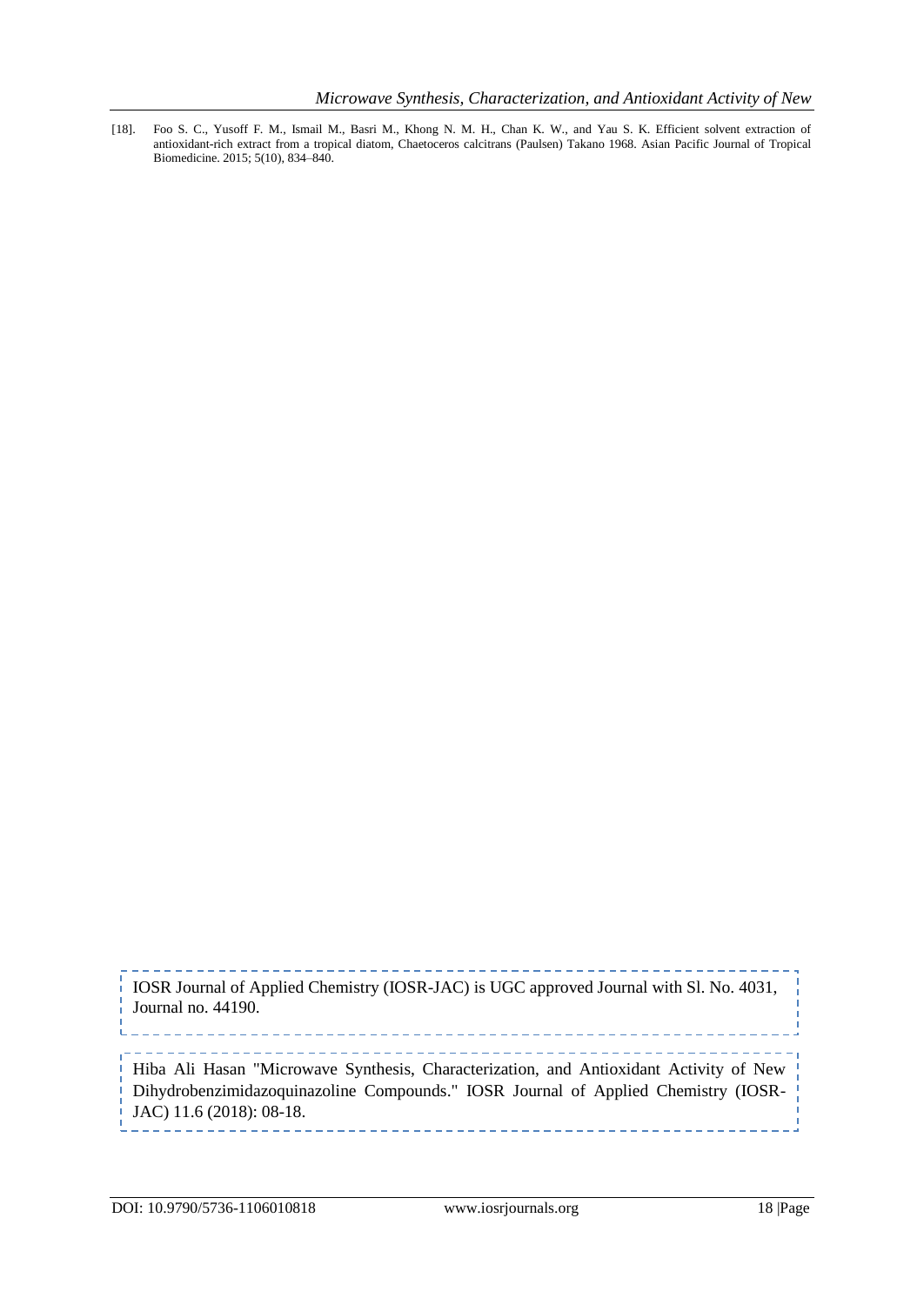[18]. Foo S. C., Yusoff F. M., Ismail M., Basri M., Khong N. M. H., Chan K. W., and Yau S. K. Efficient solvent extraction of antioxidant-rich extract from a tropical diatom, Chaetoceros calcitrans (Paulsen) Takano 1968. Asian Pacific Journal of Tropical Biomedicine. 2015; 5(10), 834–840.

IOSR Journal of Applied Chemistry (IOSR-JAC) is UGC approved Journal with Sl. No. 4031, Journal no. 44190.

Hiba Ali Hasan "Microwave Synthesis, Characterization, and Antioxidant Activity of New Dihydrobenzimidazoquinazoline Compounds." IOSR Journal of Applied Chemistry (IOSR-JAC) 11.6 (2018): 08-18.